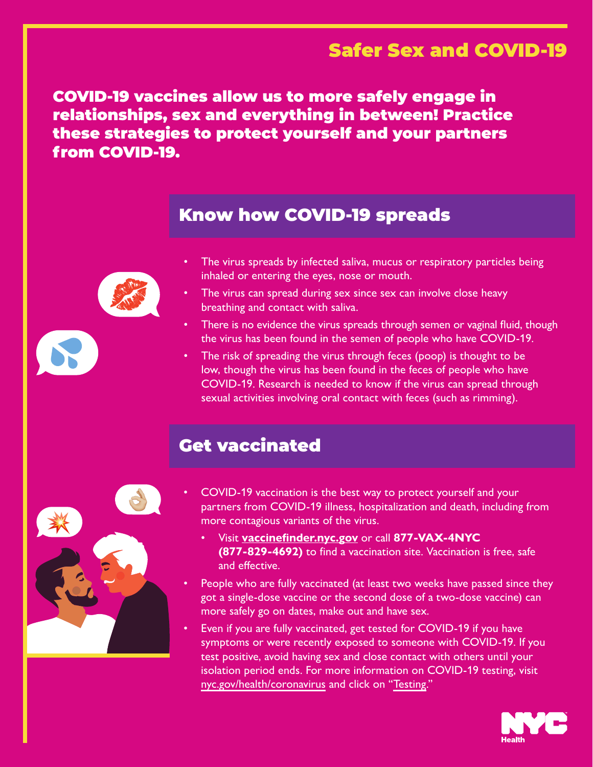# Safer Sex and COVID-19

**COVID-19 vaccines allow us to more safely engage in relationships, sex and everything in between! Practice these strategies to protect yourself and your partners from COVID-19.**

## Know how COVID-19 spreads

- The virus spreads by infected saliva, mucus or respiratory particles being inhaled or entering the eyes, nose or mouth.
- The virus can spread during sex since sex can involve close heavy breathing and contact with saliva.
- There is no evidence the virus spreads through semen or vaginal fluid, though the virus has been found in the semen of people who have COVID-19.
- The risk of spreading the virus through feces (poop) is thought to be low, though the virus has been found in the feces of people who have COVID-19. Research is needed to know if the virus can spread through sexual activities involving oral contact with feces (such as rimming).

## Get vaccinated

- COVID-19 vaccination is the best way to protect yourself and your partners from COVID-19 illness, hospitalization and death, including from more contagious variants of the virus.
  - Visit **vaccinefinder.nyc.gov** or call **877-VAX-4NYC (877-829-4692)** to find a vaccination site. Vaccination is free, safe and effective.
- People who are fully vaccinated (at least two weeks have passed since they got a single-dose vaccine or the second dose of a two-dose vaccine) can more safely go on dates, make out and have sex.
- Even if you are fully vaccinated, get tested for COVID-19 if you have symptoms or were recently exposed to someone with COVID-19. If you test positive, avoid having sex and close contact with others until your isolation period ends. For more information on COVID-19 testing, visit nyc.gov/health/coronavirus and click on "Testing."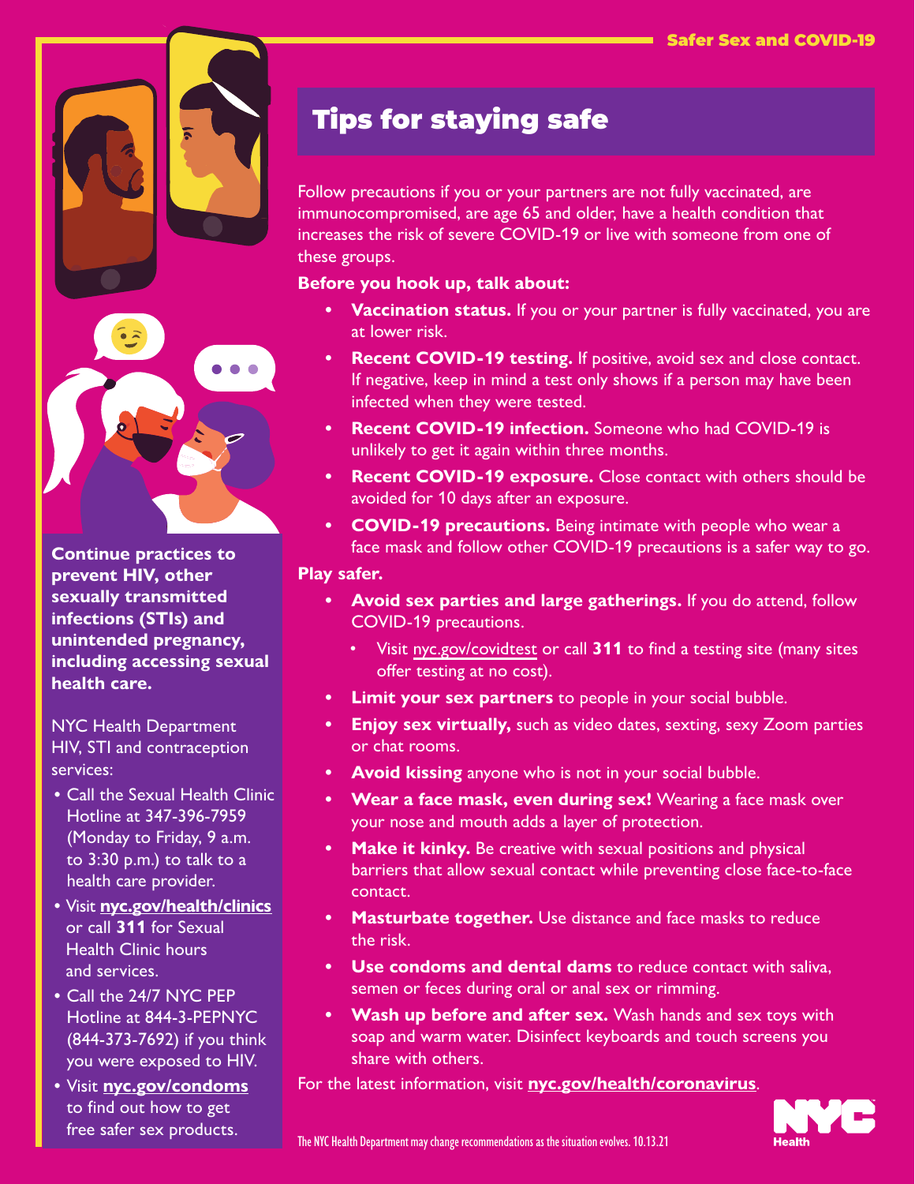Safer Sex and COVID-19

# Tips for staying safe

Follow precautions if you or your partners are not fully vaccinated, are immunocompromised, are age 65 and older, have a health condition that increases the risk of severe COVID-19 or live with someone from one of these groups.

**Before you hook up, talk about:**

- **Vaccination status.** If you or your partner is fully vaccinated, you are at lower risk.
- **Recent COVID-19 testing.** If positive, avoid sex and close contact. If negative, keep in mind a test only shows if a person may have been infected when they were tested.
- **Recent COVID-19 infection.** Someone who had COVID-19 is unlikely to get it again within three months.
- **Recent COVID-19 exposure.** Close contact with others should be avoided for 10 days after an exposure.
- **COVID-19 precautions.** Being intimate with people who wear a face mask and follow other COVID-19 precautions is a safer way to go.

**Play safer.**

- **Avoid sex parties and large gatherings.** If you do attend, follow COVID-19 precautions.
  - Visit nyc.gov/covidtest or call **311** to find a testing site (many sites offer testing at no cost).
- **Limit your sex partners** to people in your social bubble.
- **Enjoy sex virtually,** such as video dates, sexting, sexy Zoom parties or chat rooms.
- **Avoid kissing** anyone who is not in your social bubble.
- **Wear a face mask, even during sex!** Wearing a face mask over your nose and mouth adds a layer of protection.
- **Make it kinky.** Be creative with sexual positions and physical barriers that allow sexual contact while preventing close face-to-face contact.
- **Masturbate together.** Use distance and face masks to reduce the risk.
- **Use condoms and dental dams** to reduce contact with saliva, semen or feces during oral or anal sex or rimming.
- **Wash up before and after sex.** Wash hands and sex toys with soap and warm water. Disinfect keyboards and touch screens you share with others.

For the latest information, visit **nyc.gov/health/coronavirus**.

**Continue practices to prevent HIV, other sexually transmitted infections (STIs) and unintended pregnancy, including accessing sexual health care.**

NYC Health Department HIV, STI and contraception services:

- Call the Sexual Health Clinic Hotline at 347-396-7959 (Monday to Friday, 9 a.m. to 3:30 p.m.) to talk to a health care provider.
- Visit **nyc.gov/health/clinics** or call **311** for Sexual Health Clinic hours and services.
- Call the 24/7 NYC PEP Hotline at 844-3-PEPNYC (844-373-7692) if you think you were exposed to HIV.
- Visit **nyc.gov/condoms** to find out how to get free safer sex products.

The NYC Health Department may change recommendations as the situation evolves. 10.13.21

NYC Health